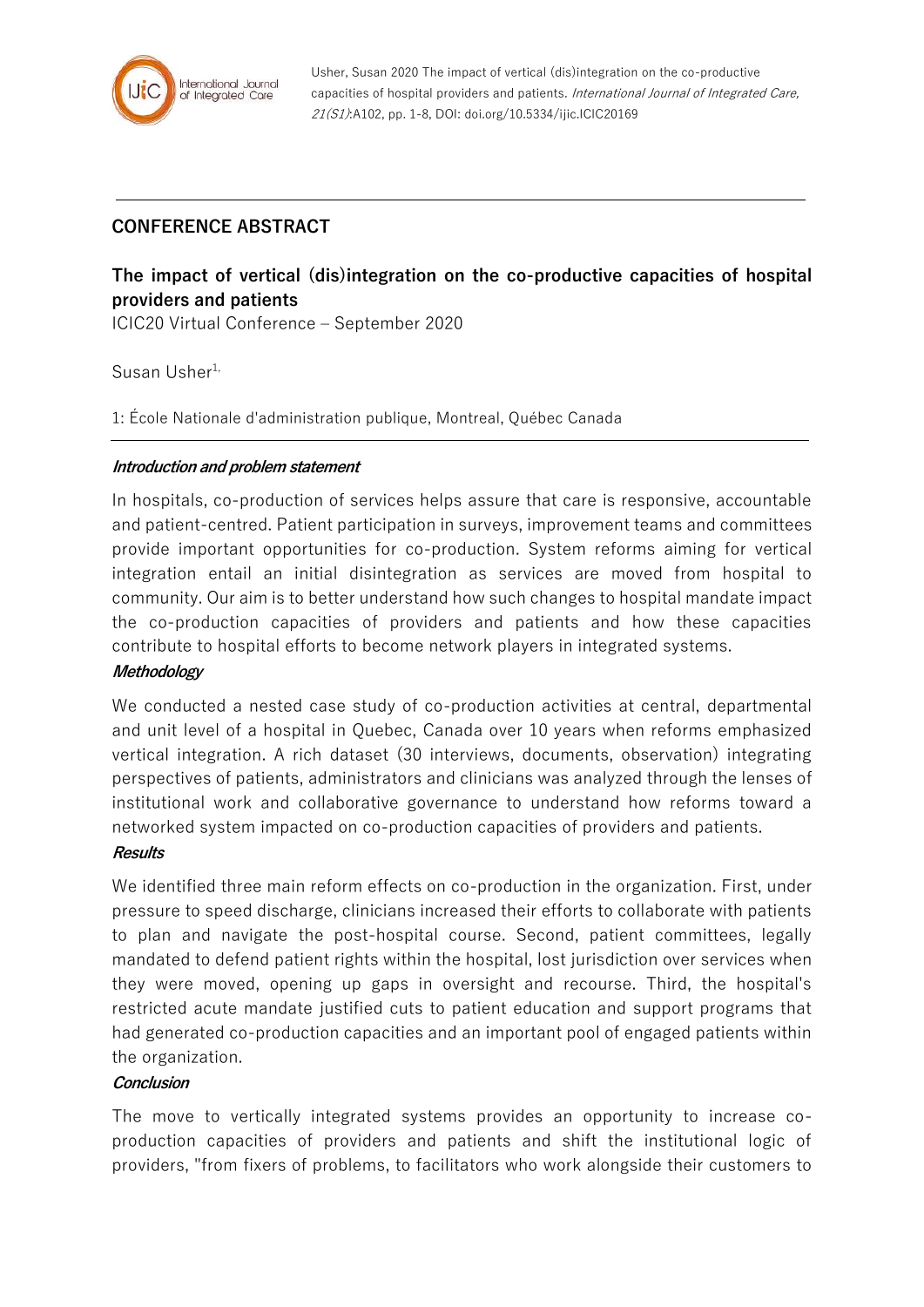Usher, Susan 2020 The impact of vertical (dis)integration on the co-productive capacities of hospital providers and patients. *International Journal of Integrated Care, 21(S1)*:A102, pp. 1-8, DOI: doi.org/10.5334/ijic.ICIC20169

## CONFERENCE ABSTRACT

# The impact of vertical (dis)integration on the co-productive capacities of hospital providers and patients

ICIC20 Virtual Conference – September 2020

Susan Usher[1,]

1: École Nationale d'administration publique, Montreal, Québec Canada

### *Introduction and problem statement*

In hospitals, co-production of services helps assure that care is responsive, accountable and patient-centred. Patient participation in surveys, improvement teams and committees provide important opportunities for co-production. System reforms aiming for vertical integration entail an initial disintegration as services are moved from hospital to community. Our aim is to better understand how such changes to hospital mandate impact the co-production capacities of providers and patients and how these capacities contribute to hospital efforts to become network players in integrated systems.

### *Methodology*

We conducted a nested case study of co-production activities at central, departmental and unit level of a hospital in Quebec, Canada over 10 years when reforms emphasized vertical integration. A rich dataset (30 interviews, documents, observation) integrating perspectives of patients, administrators and clinicians was analyzed through the lenses of institutional work and collaborative governance to understand how reforms toward a networked system impacted on co-production capacities of providers and patients.

### *Results*

We identified three main reform effects on co-production in the organization. First, under pressure to speed discharge, clinicians increased their efforts to collaborate with patients to plan and navigate the post-hospital course. Second, patient committees, legally mandated to defend patient rights within the hospital, lost jurisdiction over services when they were moved, opening up gaps in oversight and recourse. Third, the hospital's restricted acute mandate justified cuts to patient education and support programs that had generated co-production capacities and an important pool of engaged patients within the organization.

### *Conclusion*

The move to vertically integrated systems provides an opportunity to increase co-production capacities of providers and patients and shift the institutional logic of providers, "from fixers of problems, to facilitators who work alongside their customers to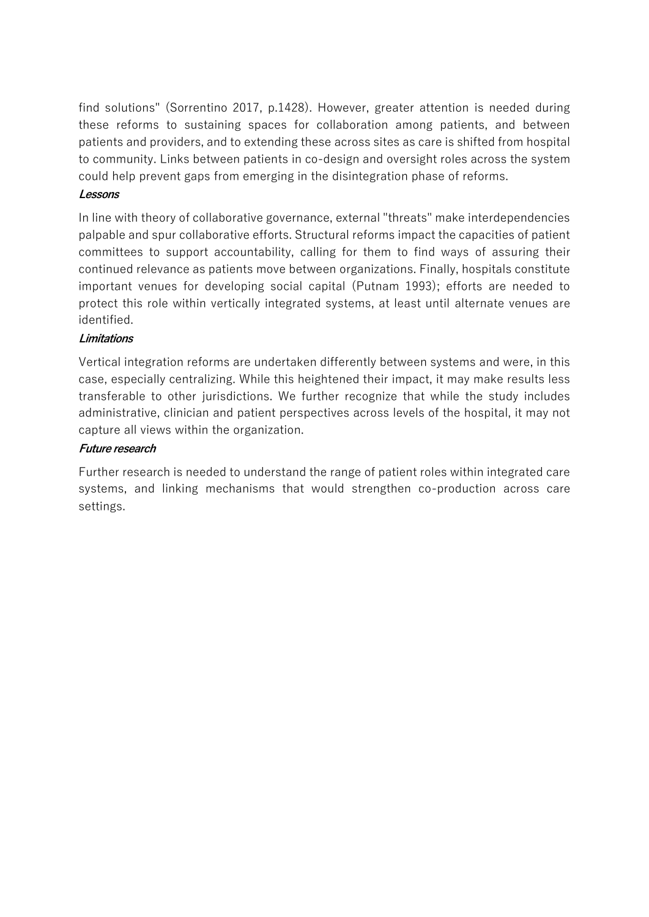find solutions" (Sorrentino 2017, p.1428). However, greater attention is needed during these reforms to sustaining spaces for collaboration among patients, and between patients and providers, and to extending these across sites as care is shifted from hospital to community. Links between patients in co-design and oversight roles across the system could help prevent gaps from emerging in the disintegration phase of reforms.

***Lessons***

In line with theory of collaborative governance, external "threats" make interdependencies palpable and spur collaborative efforts. Structural reforms impact the capacities of patient committees to support accountability, calling for them to find ways of assuring their continued relevance as patients move between organizations. Finally, hospitals constitute important venues for developing social capital (Putnam 1993); efforts are needed to protect this role within vertically integrated systems, at least until alternate venues are identified.

***Limitations***

Vertical integration reforms are undertaken differently between systems and were, in this case, especially centralizing. While this heightened their impact, it may make results less transferable to other jurisdictions. We further recognize that while the study includes administrative, clinician and patient perspectives across levels of the hospital, it may not capture all views within the organization.

***Future research***

Further research is needed to understand the range of patient roles within integrated care systems, and linking mechanisms that would strengthen co-production across care settings.